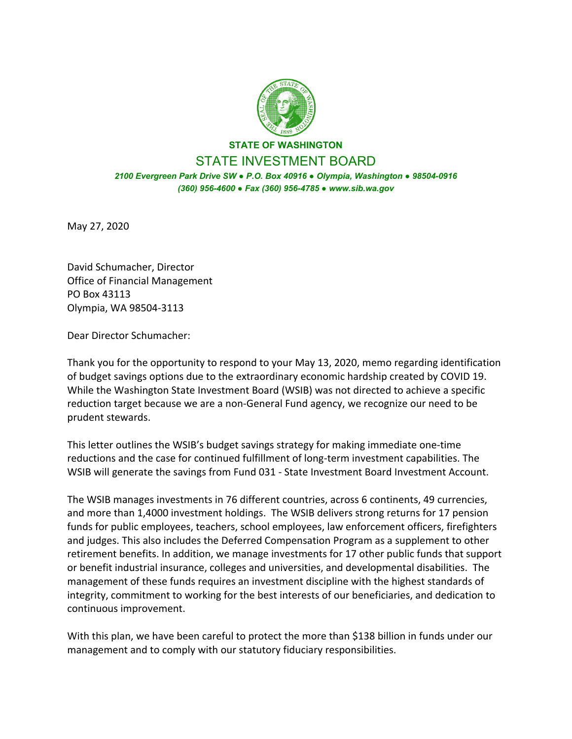**STATE OF WASHINGTON**

STATE INVESTMENT BOARD

*2100 Evergreen Park Drive SW ● P.O. Box 40916 ● Olympia, Washington ● 98504-0916*
*(360) 956-4600 ● Fax (360) 956-4785 ● www.sib.wa.gov*

May 27, 2020

David Schumacher, Director
Office of Financial Management
PO Box 43113
Olympia, WA 98504-3113

Dear Director Schumacher:

Thank you for the opportunity to respond to your May 13, 2020, memo regarding identification of budget savings options due to the extraordinary economic hardship created by COVID 19. While the Washington State Investment Board (WSIB) was not directed to achieve a specific reduction target because we are a non-General Fund agency, we recognize our need to be prudent stewards.

This letter outlines the WSIB's budget savings strategy for making immediate one-time reductions and the case for continued fulfillment of long-term investment capabilities. The WSIB will generate the savings from Fund 031 - State Investment Board Investment Account.

The WSIB manages investments in 76 different countries, across 6 continents, 49 currencies, and more than 1,4000 investment holdings. The WSIB delivers strong returns for 17 pension funds for public employees, teachers, school employees, law enforcement officers, firefighters and judges. This also includes the Deferred Compensation Program as a supplement to other retirement benefits. In addition, we manage investments for 17 other public funds that support or benefit industrial insurance, colleges and universities, and developmental disabilities. The management of these funds requires an investment discipline with the highest standards of integrity, commitment to working for the best interests of our beneficiaries, and dedication to continuous improvement.

With this plan, we have been careful to protect the more than $138 billion in funds under our management and to comply with our statutory fiduciary responsibilities.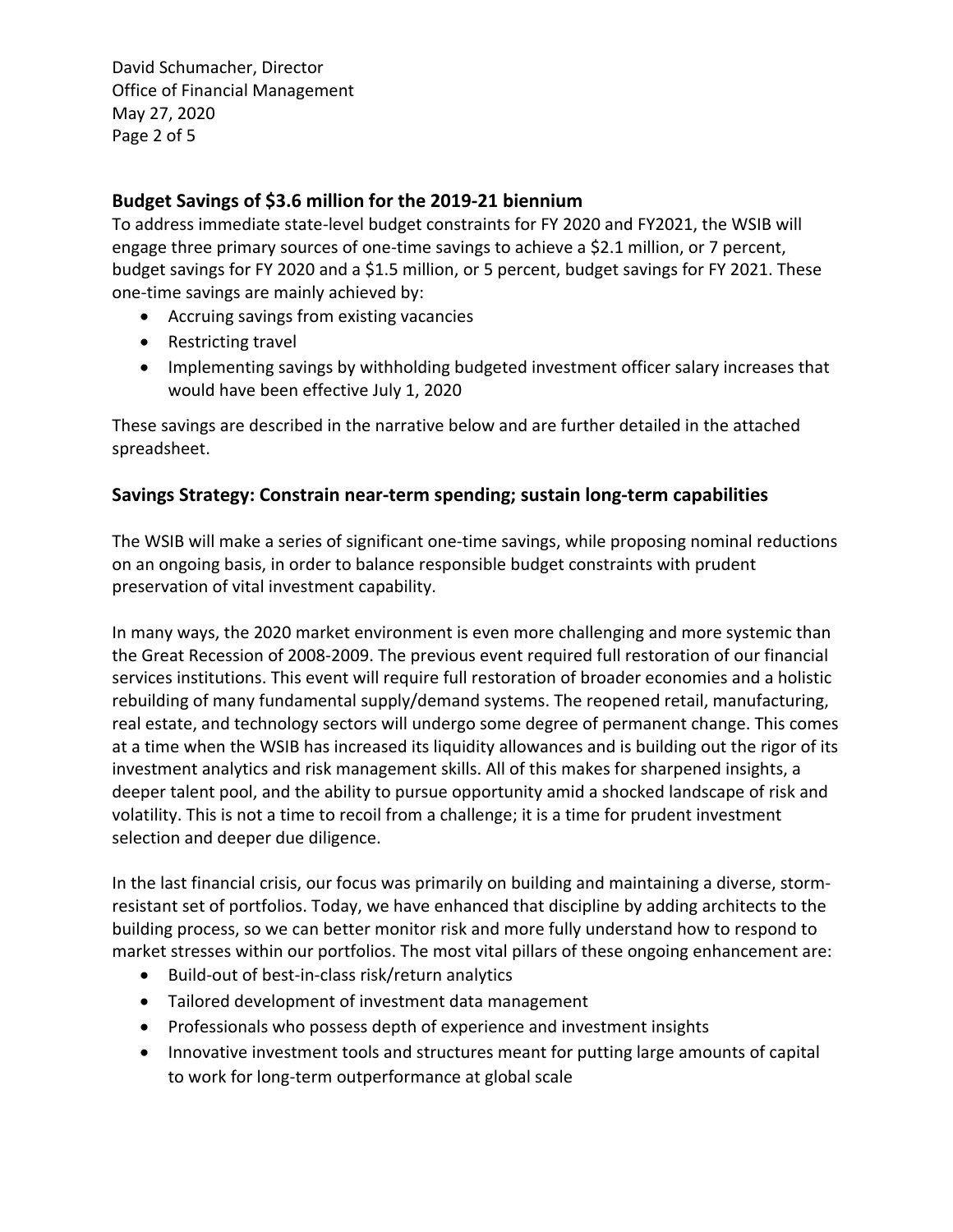## Budget Savings of $3.6 million for the 2019-21 biennium

To address immediate state-level budget constraints for FY 2020 and FY2021, the WSIB will engage three primary sources of one-time savings to achieve a $2.1 million, or 7 percent, budget savings for FY 2020 and a $1.5 million, or 5 percent, budget savings for FY 2021. These one-time savings are mainly achieved by:

- Accruing savings from existing vacancies
- Restricting travel
- Implementing savings by withholding budgeted investment officer salary increases that would have been effective July 1, 2020

These savings are described in the narrative below and are further detailed in the attached spreadsheet.

## Savings Strategy: Constrain near-term spending; sustain long-term capabilities

The WSIB will make a series of significant one-time savings, while proposing nominal reductions on an ongoing basis, in order to balance responsible budget constraints with prudent preservation of vital investment capability.

In many ways, the 2020 market environment is even more challenging and more systemic than the Great Recession of 2008-2009. The previous event required full restoration of our financial services institutions. This event will require full restoration of broader economies and a holistic rebuilding of many fundamental supply/demand systems. The reopened retail, manufacturing, real estate, and technology sectors will undergo some degree of permanent change. This comes at a time when the WSIB has increased its liquidity allowances and is building out the rigor of its investment analytics and risk management skills. All of this makes for sharpened insights, a deeper talent pool, and the ability to pursue opportunity amid a shocked landscape of risk and volatility. This is not a time to recoil from a challenge; it is a time for prudent investment selection and deeper due diligence.

In the last financial crisis, our focus was primarily on building and maintaining a diverse, storm-resistant set of portfolios. Today, we have enhanced that discipline by adding architects to the building process, so we can better monitor risk and more fully understand how to respond to market stresses within our portfolios. The most vital pillars of these ongoing enhancement are:

- Build-out of best-in-class risk/return analytics
- Tailored development of investment data management
- Professionals who possess depth of experience and investment insights
- Innovative investment tools and structures meant for putting large amounts of capital to work for long-term outperformance at global scale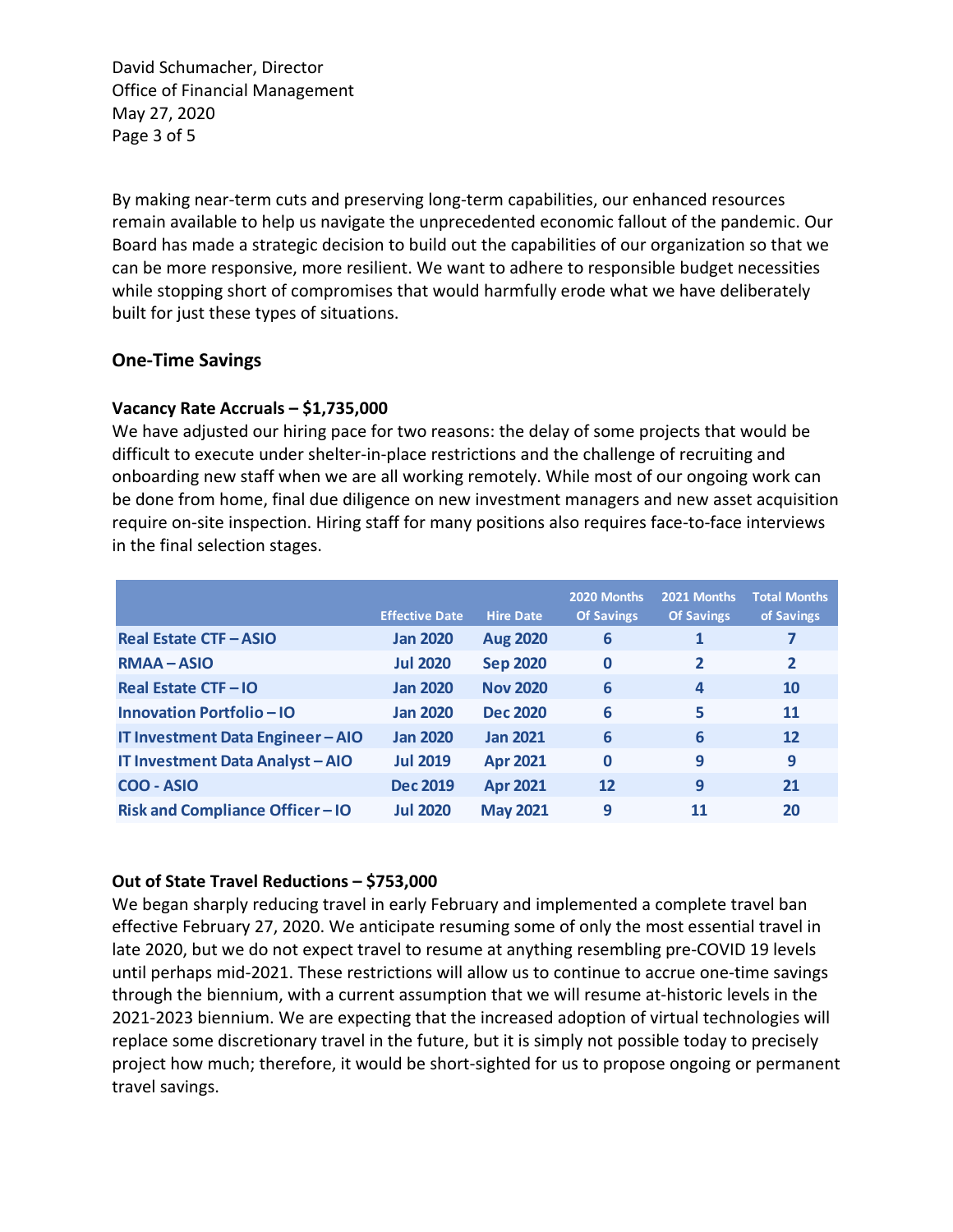By making near-term cuts and preserving long-term capabilities, our enhanced resources remain available to help us navigate the unprecedented economic fallout of the pandemic. Our Board has made a strategic decision to build out the capabilities of our organization so that we can be more responsive, more resilient. We want to adhere to responsible budget necessities while stopping short of compromises that would harmfully erode what we have deliberately built for just these types of situations.

## One-Time Savings

### Vacancy Rate Accruals – $1,735,000

We have adjusted our hiring pace for two reasons: the delay of some projects that would be difficult to execute under shelter-in-place restrictions and the challenge of recruiting and onboarding new staff when we are all working remotely. While most of our ongoing work can be done from home, final due diligence on new investment managers and new asset acquisition require on-site inspection. Hiring staff for many positions also requires face-to-face interviews in the final selection stages.

| | Effective Date | Hire Date | 2020 Months Of Savings | 2021 Months Of Savings | Total Months of Savings |
|---|---|---|---|---|---|
| Real Estate CTF – ASIO | Jan 2020 | Aug 2020 | 6 | 1 | 7 |
| RMAA – ASIO | Jul 2020 | Sep 2020 | 0 | 2 | 2 |
| Real Estate CTF – IO | Jan 2020 | Nov 2020 | 6 | 4 | 10 |
| Innovation Portfolio – IO | Jan 2020 | Dec 2020 | 6 | 5 | 11 |
| IT Investment Data Engineer – AIO | Jan 2020 | Jan 2021 | 6 | 6 | 12 |
| IT Investment Data Analyst – AIO | Jul 2019 | Apr 2021 | 0 | 9 | 9 |
| COO - ASIO | Dec 2019 | Apr 2021 | 12 | 9 | 21 |
| Risk and Compliance Officer – IO | Jul 2020 | May 2021 | 9 | 11 | 20 |

### Out of State Travel Reductions – $753,000

We began sharply reducing travel in early February and implemented a complete travel ban effective February 27, 2020. We anticipate resuming some of only the most essential travel in late 2020, but we do not expect travel to resume at anything resembling pre-COVID 19 levels until perhaps mid-2021. These restrictions will allow us to continue to accrue one-time savings through the biennium, with a current assumption that we will resume at-historic levels in the 2021-2023 biennium. We are expecting that the increased adoption of virtual technologies will replace some discretionary travel in the future, but it is simply not possible today to precisely project how much; therefore, it would be short-sighted for us to propose ongoing or permanent travel savings.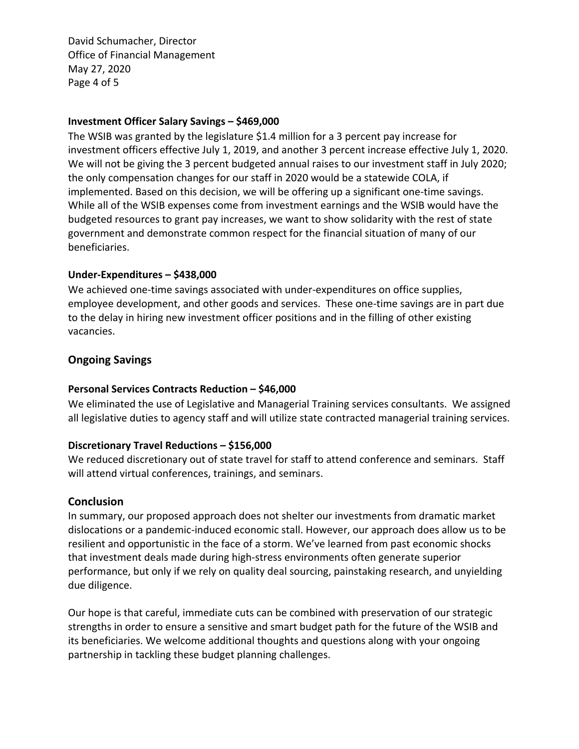**Investment Officer Salary Savings – $469,000**

The WSIB was granted by the legislature $1.4 million for a 3 percent pay increase for investment officers effective July 1, 2019, and another 3 percent increase effective July 1, 2020. We will not be giving the 3 percent budgeted annual raises to our investment staff in July 2020; the only compensation changes for our staff in 2020 would be a statewide COLA, if implemented. Based on this decision, we will be offering up a significant one-time savings. While all of the WSIB expenses come from investment earnings and the WSIB would have the budgeted resources to grant pay increases, we want to show solidarity with the rest of state government and demonstrate common respect for the financial situation of many of our beneficiaries.

**Under-Expenditures – $438,000**

We achieved one-time savings associated with under-expenditures on office supplies, employee development, and other goods and services. These one-time savings are in part due to the delay in hiring new investment officer positions and in the filling of other existing vacancies.

## Ongoing Savings

**Personal Services Contracts Reduction – $46,000**

We eliminated the use of Legislative and Managerial Training services consultants. We assigned all legislative duties to agency staff and will utilize state contracted managerial training services.

**Discretionary Travel Reductions – $156,000**

We reduced discretionary out of state travel for staff to attend conference and seminars. Staff will attend virtual conferences, trainings, and seminars.

## Conclusion

In summary, our proposed approach does not shelter our investments from dramatic market dislocations or a pandemic-induced economic stall. However, our approach does allow us to be resilient and opportunistic in the face of a storm. We've learned from past economic shocks that investment deals made during high-stress environments often generate superior performance, but only if we rely on quality deal sourcing, painstaking research, and unyielding due diligence.

Our hope is that careful, immediate cuts can be combined with preservation of our strategic strengths in order to ensure a sensitive and smart budget path for the future of the WSIB and its beneficiaries. We welcome additional thoughts and questions along with your ongoing partnership in tackling these budget planning challenges.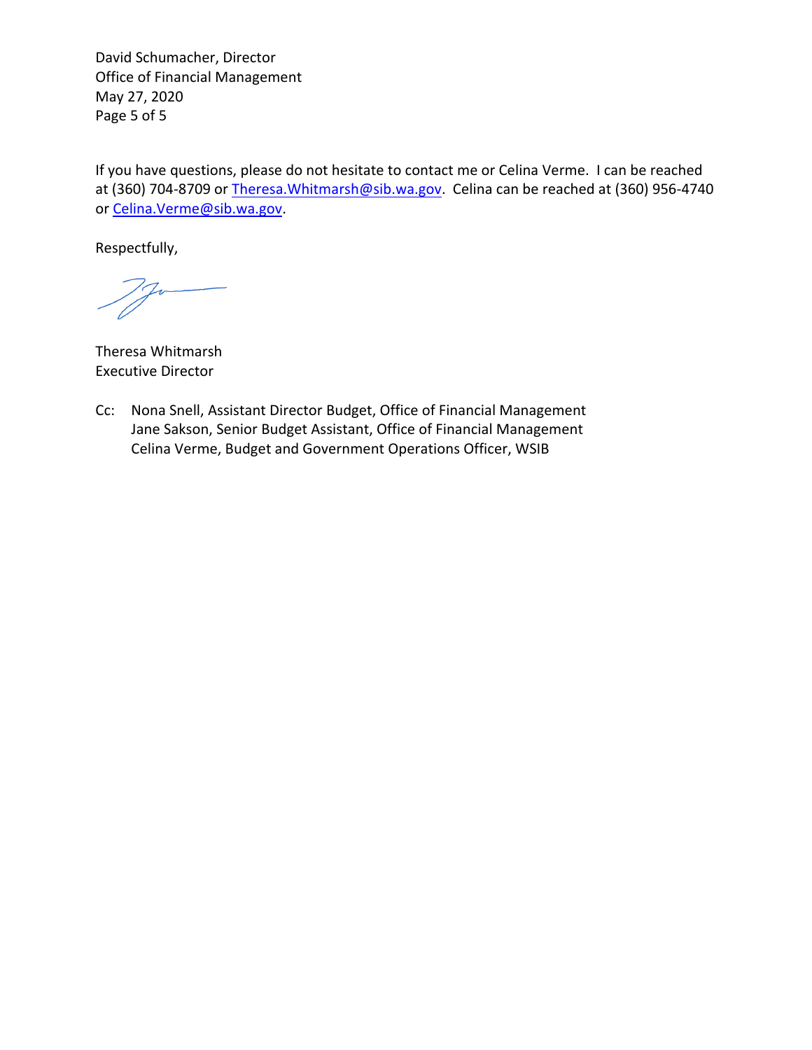If you have questions, please do not hesitate to contact me or Celina Verme. I can be reached at (360) 704-8709 or Theresa.Whitmarsh@sib.wa.gov. Celina can be reached at (360) 956-4740 or Celina.Verme@sib.wa.gov.

Respectfully,

Theresa Whitmarsh
Executive Director

Cc: Nona Snell, Assistant Director Budget, Office of Financial Management
Jane Sakson, Senior Budget Assistant, Office of Financial Management
Celina Verme, Budget and Government Operations Officer, WSIB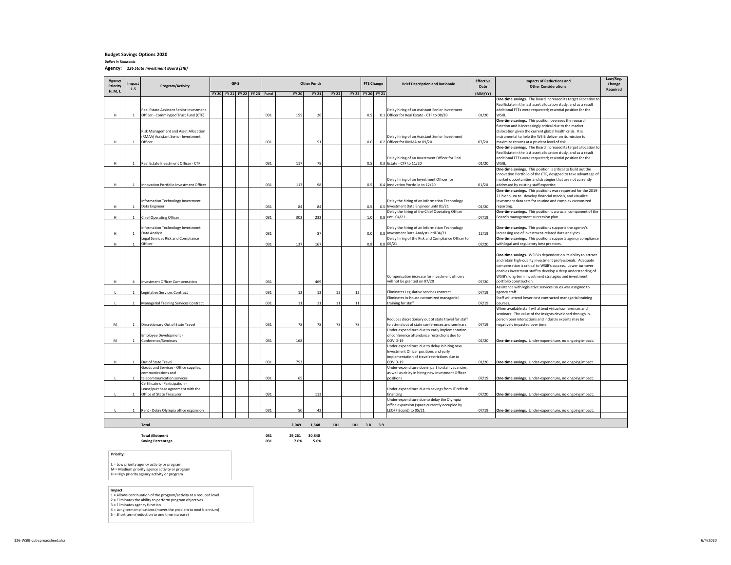# Budget Savings Options 2020

*Dollars in Thousands*

**Agency:** *126 State Investment Board (SIB)*

| Agency Priority H, M, L | Impact 1-5 | Program/Activity | GF-S | | | | Other Funds | | | | | FTE Change | | Brief Description and Rationale | Effective Date | Impacts of Reductions and Other Considerations | Law/Reg. Change Required |
|---|---|---|---|---|---|---|---|---|---|---|---|---|---|---|---|---|---|
| | | | FY 20 | FY 21 | FY 22 | FY 23 | Fund | FY 20 | FY 21 | FY 22 | FY 23 | FY 20 | FY 21 | | (MM/YY) | | |
| H | 1 | Real Estate Assistant Senior Investment Officer - Commingled Trust Fund (CTF) | | | | | 031 | 155 | 26 | | | 0.5 | 0.1 | Delay hiring of an Assistant Senior Investment Officer for Real Estate - CTF to 08/20 | 01/20 | **One-time savings.** The Board increased its target allocation to Real Estate in the last asset allocation study, and as a result additional FTEs were requested; essential position for the WSIB. | |
| H | 1 | Risk Management and Asset Allocation (RMAA) Assistant Senior Investment Officer | | | | | 031 | | 51 | | | 0.0 | 0.2 | Delay hiring of an Assistant Senior Investment Officer for RMMA to 09/20 | 07/20 | **One-time savings.** This position oversees the research function and is increasingly critical due to the market dislocation given the current global health crisis. It is instrumental to help the WSIB deliver on its mission to maximize returns at a prudent level of risk. | |
| H | 1 | Real Estate Investment Officer - CTF | | | | | 031 | 117 | 78 | | | 0.5 | 0.3 | Delay hiring of an Investment Officer for Real Estate - CTF to 11/20 | 01/20 | **One-time savings.** The Board increased its target allocation to Real Estate in the last asset allocation study, and as a result additional FTEs were requested; essential position for the WSIB. | |
| H | 1 | Innovation Portfolio Investment Officer | | | | | 031 | 117 | 98 | | | 0.5 | 0.4 | Delay hiring of an Investment Officer for Innovation Portfolio to 12/20 | 01/20 | **One-time savings.** This position is critical to build out the Innovation Portfolio of the CTF, designed to take advantage of market opportunities and strategies that are not currently addressed by existing staff expertise. | |
| H | 1 | Information Technology Investment Data Engineer | | | | | 031 | 84 | 84 | | | 0.5 | 0.5 | Delay the hiring of an Information Technology Investment Data Engineer until 01/21 | 01/20 | **One-time savings.** This positions was requested for the 2019-21 biennium to develop financial models, and visualize investment data sets for routine and complex customized reporting. | |
| H | 1 | Chief Operating Officer | | | | | 031 | 302 | 232 | | | 1.0 | 0.8 | Delay the hiring of the Chief Operating Officer until 04/21 | 07/19 | **One-time savings.** This position is a crucial component of the Board's management succession plan. | |
| H | 1 | Information Technology Investment Data Analyst | | | | | 031 | | 87 | | | 0.0 | 0.8 | Delay the hiring of an Information Technology Investment Data Analyst until 04/21 | 12/19 | **One-time savings.** This positions supports the agency's increasing use of investment-related data analytics. | |
| H | 1 | Legal Services Risk and Compliance Officer | | | | | 031 | 137 | 167 | | | 0.8 | 0.8 | Delay hiring of the Risk and Compliance Officer to 05/21 | 07/20 | **One-time savings.** This positions supports agency compliance with legal and regulatory best practices. | |
| H | 4 | Investment Officer Compensation | | | | | 031 | | 469 | | | | | Compensation increase for investment officers will not be granted on 07/20 | 07/20 | **One-time savings.** WSIB is dependent on its ability to attract and retain high-quality investment professionals. Adequate compensation is critical to WSIB's success. Lower turnover enables investment staff to develop a deep understanding of WSIB's long-term investment strategies and investment portfolio construction. | |
| L | 1 | Legislative Services Contract | | | | | 031 | 12 | 12 | 12 | 12 | | | Eliminates Legislative services contract | 07/19 | Assistance with legislative services issues was assigned to agency staff. | |
| L | 1 | Managerial Training Services Contract | | | | | 031 | 11 | 11 | 11 | 11 | | | Eliminates In-house customized managerial training for staff | 07/19 | Staff will attend lower cost contracted managerial training courses. | |
| M | 1 | Discretionary Out of State Travel | | | | | 031 | 78 | 78 | 78 | 78 | | | Reduces discretionary out of state travel for staff to attend out of state conferences and seminars | 07/19 | When available staff will attend virtual conferences and seminars. The value of the insights developed through in-person peer interactions and industry experts may be negatively impacted over time. | |
| M | 1 | Employee Development - Conference/Seminars | | | | | 031 | 168 | | | | | | Under-expenditure due to early implementation of conference attendance restrictions due to COVID-19 | 02/20 | **One-time savings.** Under-expenditure, no ongoing impact. | |
| H | 1 | Out of State Travel | | | | | 031 | 753 | | | | | | Under-expenditure due to delay in hiring new Investment Officer positions and early implementation of travel restrictions due to COVID-19 | 01/20 | **One-time savings.** Under-expenditure, no ongoing impact. | |
| L | 1 | Goods and Services - Office supplies, communications and telecommunication services | | | | | 031 | 65 | | | | | | Under-expenditure due in part to staff vacancies, as well as delay in hiring new Investment Officer positions | 07/19 | **One-time savings.** Under-expenditure, no ongoing impact. | |
| L | 1 | Certificate of Participation - Lease/purchase agreement with the Office of State Treasurer | | | | | 031 | | 113 | | | | | Under-expenditure due to savings from IT refresh financing | 07/20 | **One-time savings.** Under-expenditure, no ongoing impact. | |
| L | 1 | Rent - Delay Olympia office expansion | | | | | 031 | 50 | 42 | | | | | Under-expenditure due to delay the Olympia office expansion (space currently occupied by LEOFF Board) to 05/21 | 07/19 | **One-time savings.** Under-expenditure, no ongoing impact. | |
| | | **Total** | | | | | | **2,049** | **1,548** | **101** | **101** | **3.8** | **3.9** | | | | |
| | | **Total Allotment** | | | | | **031** | **29,261** | **30,840** | | | | | | | | |
| | | **Saving Percentage** | | | | | **031** | **7.0%** | **5.0%** | | | | | | | | |

**Priority**:

L = Low priority agency activity or program
M = Medium priority agency activity or program
H = High priority agency activity or program

**Impact:**

1 = Allows continuation of the program/activity at a reduced level
2 = Eliminates the ability to perform program objectives
3 = Eliminates agency function
4 = Long term implications (moves the problem to next biennium)
5 = Short term (reduction to one time increase)

126-WSIB-cut-spreadsheet.xlsx

6/4/2020